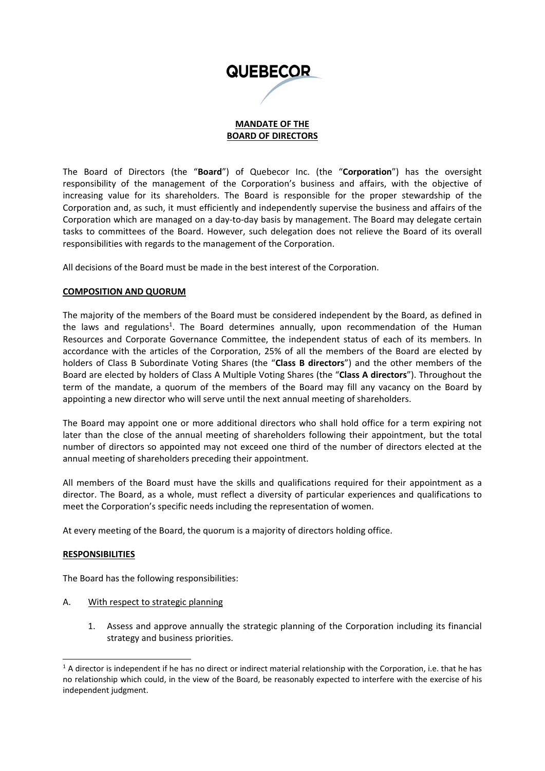QUEBECOR

# MANDATE OF THE BOARD OF DIRECTORS

The Board of Directors (the "**Board**") of Quebecor Inc. (the "**Corporation**") has the oversight responsibility of the management of the Corporation's business and affairs, with the objective of increasing value for its shareholders. The Board is responsible for the proper stewardship of the Corporation and, as such, it must efficiently and independently supervise the business and affairs of the Corporation which are managed on a day-to-day basis by management. The Board may delegate certain tasks to committees of the Board. However, such delegation does not relieve the Board of its overall responsibilities with regards to the management of the Corporation.

All decisions of the Board must be made in the best interest of the Corporation.

## COMPOSITION AND QUORUM

The majority of the members of the Board must be considered independent by the Board, as defined in the laws and regulations[1]. The Board determines annually, upon recommendation of the Human Resources and Corporate Governance Committee, the independent status of each of its members. In accordance with the articles of the Corporation, 25% of all the members of the Board are elected by holders of Class B Subordinate Voting Shares (the "**Class B directors**") and the other members of the Board are elected by holders of Class A Multiple Voting Shares (the "**Class A directors**"). Throughout the term of the mandate, a quorum of the members of the Board may fill any vacancy on the Board by appointing a new director who will serve until the next annual meeting of shareholders.

The Board may appoint one or more additional directors who shall hold office for a term expiring not later than the close of the annual meeting of shareholders following their appointment, but the total number of directors so appointed may not exceed one third of the number of directors elected at the annual meeting of shareholders preceding their appointment.

All members of the Board must have the skills and qualifications required for their appointment as a director. The Board, as a whole, must reflect a diversity of particular experiences and qualifications to meet the Corporation's specific needs including the representation of women.

At every meeting of the Board, the quorum is a majority of directors holding office.

## RESPONSIBILITIES

The Board has the following responsibilities:

A. With respect to strategic planning

1. Assess and approve annually the strategic planning of the Corporation including its financial strategy and business priorities.

[1] A director is independent if he has no direct or indirect material relationship with the Corporation, i.e. that he has no relationship which could, in the view of the Board, be reasonably expected to interfere with the exercise of his independent judgment.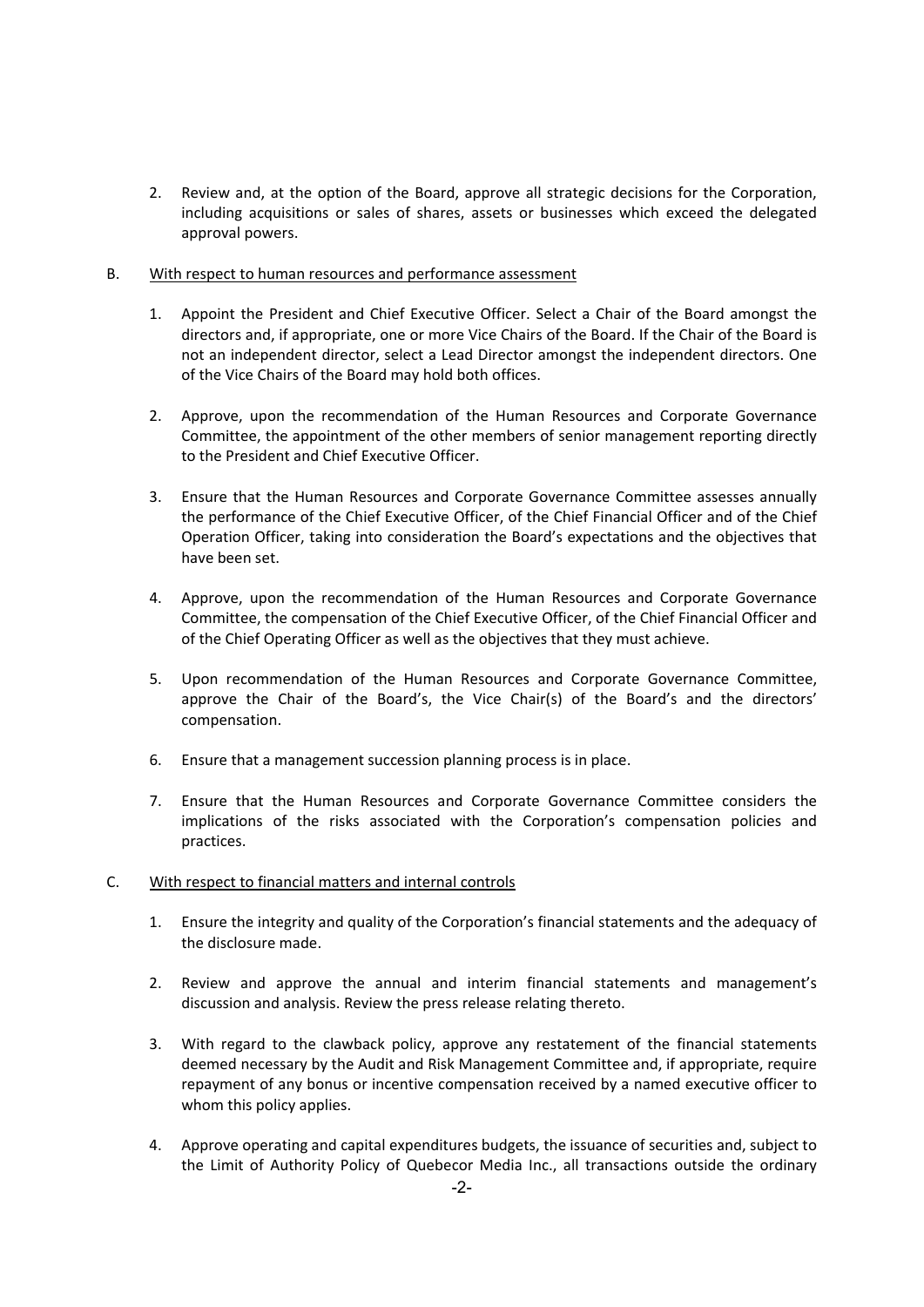2. Review and, at the option of the Board, approve all strategic decisions for the Corporation, including acquisitions or sales of shares, assets or businesses which exceed the delegated approval powers.

B. With respect to human resources and performance assessment

1. Appoint the President and Chief Executive Officer. Select a Chair of the Board amongst the directors and, if appropriate, one or more Vice Chairs of the Board. If the Chair of the Board is not an independent director, select a Lead Director amongst the independent directors. One of the Vice Chairs of the Board may hold both offices.

2. Approve, upon the recommendation of the Human Resources and Corporate Governance Committee, the appointment of the other members of senior management reporting directly to the President and Chief Executive Officer.

3. Ensure that the Human Resources and Corporate Governance Committee assesses annually the performance of the Chief Executive Officer, of the Chief Financial Officer and of the Chief Operation Officer, taking into consideration the Board's expectations and the objectives that have been set.

4. Approve, upon the recommendation of the Human Resources and Corporate Governance Committee, the compensation of the Chief Executive Officer, of the Chief Financial Officer and of the Chief Operating Officer as well as the objectives that they must achieve.

5. Upon recommendation of the Human Resources and Corporate Governance Committee, approve the Chair of the Board's, the Vice Chair(s) of the Board's and the directors' compensation.

6. Ensure that a management succession planning process is in place.

7. Ensure that the Human Resources and Corporate Governance Committee considers the implications of the risks associated with the Corporation's compensation policies and practices.

C. With respect to financial matters and internal controls

1. Ensure the integrity and quality of the Corporation's financial statements and the adequacy of the disclosure made.

2. Review and approve the annual and interim financial statements and management's discussion and analysis. Review the press release relating thereto.

3. With regard to the clawback policy, approve any restatement of the financial statements deemed necessary by the Audit and Risk Management Committee and, if appropriate, require repayment of any bonus or incentive compensation received by a named executive officer to whom this policy applies.

4. Approve operating and capital expenditures budgets, the issuance of securities and, subject to the Limit of Authority Policy of Quebecor Media Inc., all transactions outside the ordinary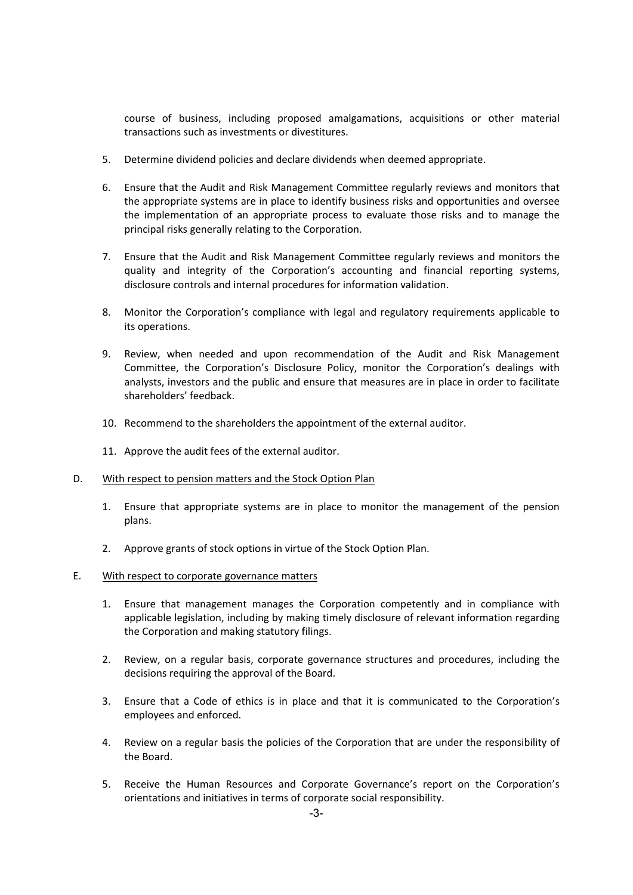course of business, including proposed amalgamations, acquisitions or other material transactions such as investments or divestitures.

5. Determine dividend policies and declare dividends when deemed appropriate.

6. Ensure that the Audit and Risk Management Committee regularly reviews and monitors that the appropriate systems are in place to identify business risks and opportunities and oversee the implementation of an appropriate process to evaluate those risks and to manage the principal risks generally relating to the Corporation.

7. Ensure that the Audit and Risk Management Committee regularly reviews and monitors the quality and integrity of the Corporation's accounting and financial reporting systems, disclosure controls and internal procedures for information validation.

8. Monitor the Corporation's compliance with legal and regulatory requirements applicable to its operations.

9. Review, when needed and upon recommendation of the Audit and Risk Management Committee, the Corporation's Disclosure Policy, monitor the Corporation's dealings with analysts, investors and the public and ensure that measures are in place in order to facilitate shareholders' feedback.

10. Recommend to the shareholders the appointment of the external auditor.

11. Approve the audit fees of the external auditor.

D. <u>With respect to pension matters and the Stock Option Plan</u>

1. Ensure that appropriate systems are in place to monitor the management of the pension plans.

2. Approve grants of stock options in virtue of the Stock Option Plan.

E. <u>With respect to corporate governance matters</u>

1. Ensure that management manages the Corporation competently and in compliance with applicable legislation, including by making timely disclosure of relevant information regarding the Corporation and making statutory filings.

2. Review, on a regular basis, corporate governance structures and procedures, including the decisions requiring the approval of the Board.

3. Ensure that a Code of ethics is in place and that it is communicated to the Corporation's employees and enforced.

4. Review on a regular basis the policies of the Corporation that are under the responsibility of the Board.

5. Receive the Human Resources and Corporate Governance's report on the Corporation's orientations and initiatives in terms of corporate social responsibility.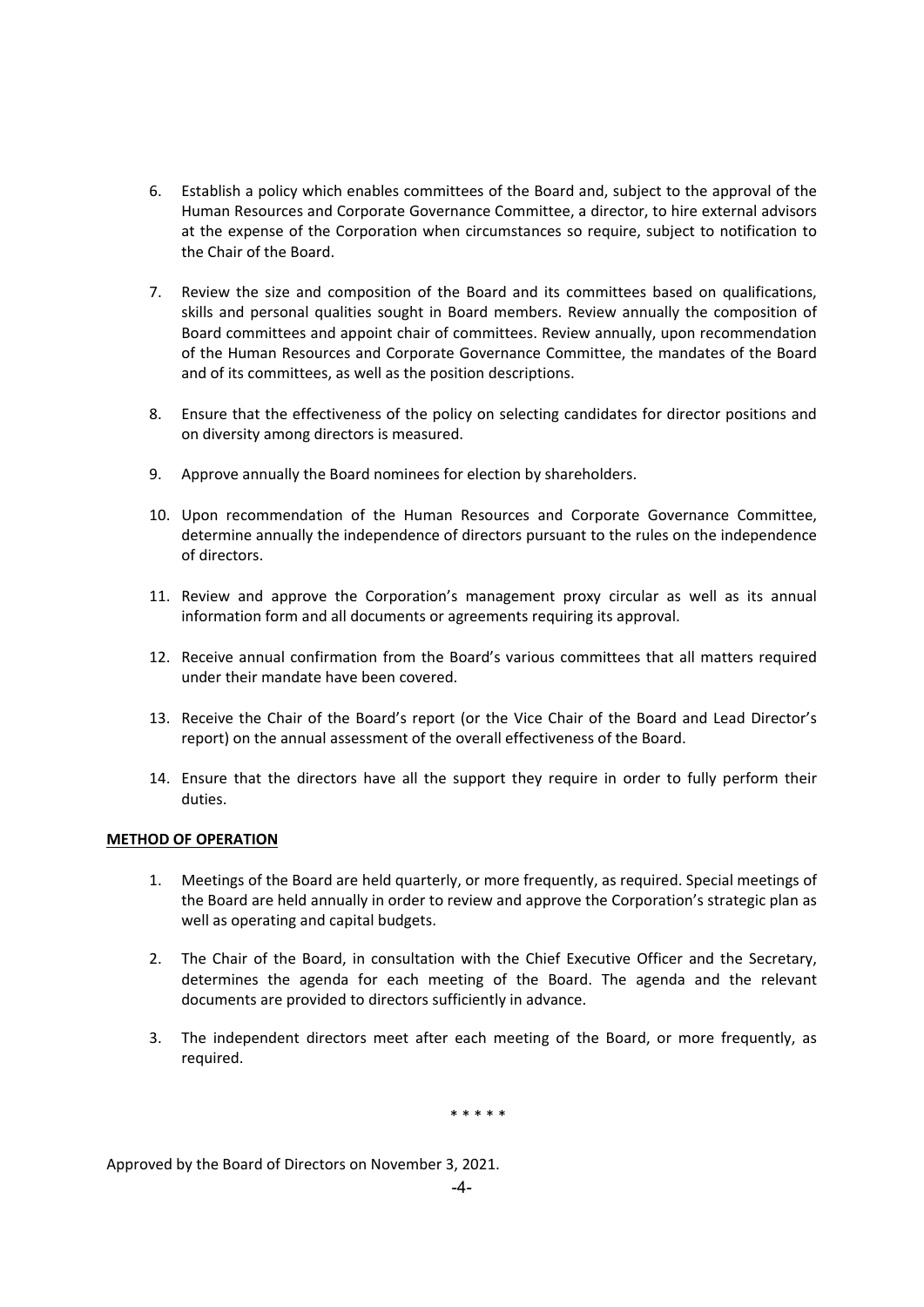6. Establish a policy which enables committees of the Board and, subject to the approval of the Human Resources and Corporate Governance Committee, a director, to hire external advisors at the expense of the Corporation when circumstances so require, subject to notification to the Chair of the Board.

7. Review the size and composition of the Board and its committees based on qualifications, skills and personal qualities sought in Board members. Review annually the composition of Board committees and appoint chair of committees. Review annually, upon recommendation of the Human Resources and Corporate Governance Committee, the mandates of the Board and of its committees, as well as the position descriptions.

8. Ensure that the effectiveness of the policy on selecting candidates for director positions and on diversity among directors is measured.

9. Approve annually the Board nominees for election by shareholders.

10. Upon recommendation of the Human Resources and Corporate Governance Committee, determine annually the independence of directors pursuant to the rules on the independence of directors.

11. Review and approve the Corporation's management proxy circular as well as its annual information form and all documents or agreements requiring its approval.

12. Receive annual confirmation from the Board's various committees that all matters required under their mandate have been covered.

13. Receive the Chair of the Board's report (or the Vice Chair of the Board and Lead Director's report) on the annual assessment of the overall effectiveness of the Board.

14. Ensure that the directors have all the support they require in order to fully perform their duties.

**METHOD OF OPERATION**

1. Meetings of the Board are held quarterly, or more frequently, as required. Special meetings of the Board are held annually in order to review and approve the Corporation's strategic plan as well as operating and capital budgets.

2. The Chair of the Board, in consultation with the Chief Executive Officer and the Secretary, determines the agenda for each meeting of the Board. The agenda and the relevant documents are provided to directors sufficiently in advance.

3. The independent directors meet after each meeting of the Board, or more frequently, as required.

\* \* \* \* \*

Approved by the Board of Directors on November 3, 2021.